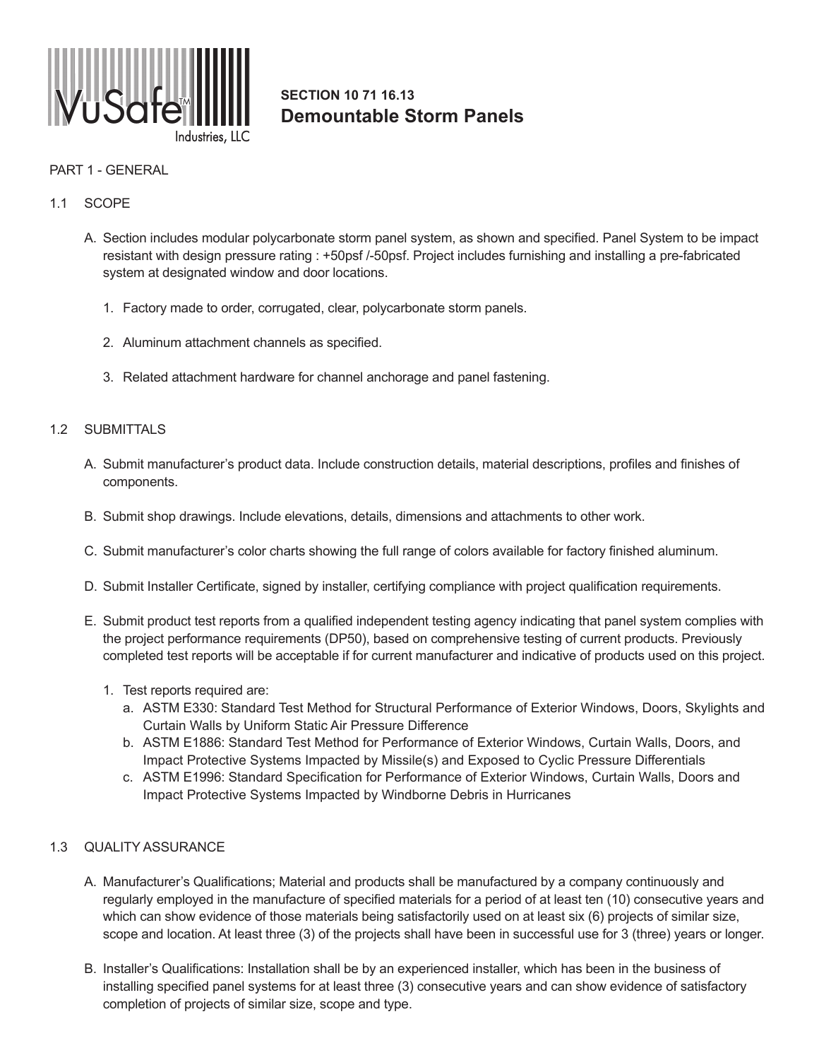VuSafe™ Industries, LLC

# SECTION 10 71 16.13
# Demountable Storm Panels

## PART 1 - GENERAL

### 1.1 SCOPE

A. Section includes modular polycarbonate storm panel system, as shown and specified. Panel System to be impact resistant with design pressure rating : +50psf /-50psf. Project includes furnishing and installing a pre-fabricated system at designated window and door locations.

1. Factory made to order, corrugated, clear, polycarbonate storm panels.
2. Aluminum attachment channels as specified.
3. Related attachment hardware for channel anchorage and panel fastening.

### 1.2 SUBMITTALS

A. Submit manufacturer's product data. Include construction details, material descriptions, profiles and finishes of components.

B. Submit shop drawings. Include elevations, details, dimensions and attachments to other work.

C. Submit manufacturer's color charts showing the full range of colors available for factory finished aluminum.

D. Submit Installer Certificate, signed by installer, certifying compliance with project qualification requirements.

E. Submit product test reports from a qualified independent testing agency indicating that panel system complies with the project performance requirements (DP50), based on comprehensive testing of current products. Previously completed test reports will be acceptable if for current manufacturer and indicative of products used on this project.

1. Test reports required are:
   a. ASTM E330: Standard Test Method for Structural Performance of Exterior Windows, Doors, Skylights and Curtain Walls by Uniform Static Air Pressure Difference
   b. ASTM E1886: Standard Test Method for Performance of Exterior Windows, Curtain Walls, Doors, and Impact Protective Systems Impacted by Missile(s) and Exposed to Cyclic Pressure Differentials
   c. ASTM E1996: Standard Specification for Performance of Exterior Windows, Curtain Walls, Doors and Impact Protective Systems Impacted by Windborne Debris in Hurricanes

### 1.3 QUALITY ASSURANCE

A. Manufacturer's Qualifications; Material and products shall be manufactured by a company continuously and regularly employed in the manufacture of specified materials for a period of at least ten (10) consecutive years and which can show evidence of those materials being satisfactorily used on at least six (6) projects of similar size, scope and location. At least three (3) of the projects shall have been in successful use for 3 (three) years or longer.

B. Installer's Qualifications: Installation shall be by an experienced installer, which has been in the business of installing specified panel systems for at least three (3) consecutive years and can show evidence of satisfactory completion of projects of similar size, scope and type.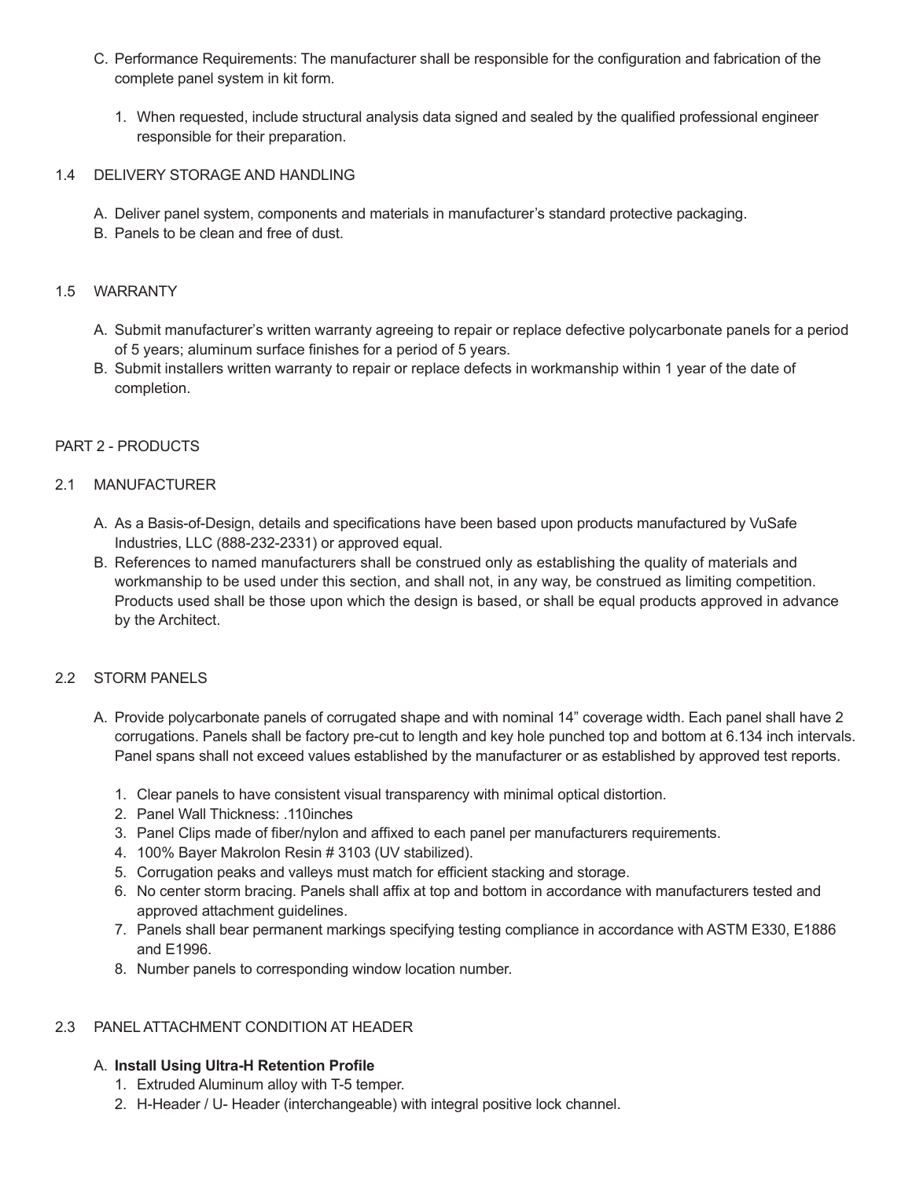C. Performance Requirements: The manufacturer shall be responsible for the configuration and fabrication of the complete panel system in kit form.

   1. When requested, include structural analysis data signed and sealed by the qualified professional engineer responsible for their preparation.

## 1.4 DELIVERY STORAGE AND HANDLING

A. Deliver panel system, components and materials in manufacturer's standard protective packaging.
B. Panels to be clean and free of dust.

## 1.5 WARRANTY

A. Submit manufacturer's written warranty agreeing to repair or replace defective polycarbonate panels for a period of 5 years; aluminum surface finishes for a period of 5 years.
B. Submit installers written warranty to repair or replace defects in workmanship within 1 year of the date of completion.

# PART 2 - PRODUCTS

## 2.1 MANUFACTURER

A. As a Basis-of-Design, details and specifications have been based upon products manufactured by VuSafe Industries, LLC (888-232-2331) or approved equal.
B. References to named manufacturers shall be construed only as establishing the quality of materials and workmanship to be used under this section, and shall not, in any way, be construed as limiting competition. Products used shall be those upon which the design is based, or shall be equal products approved in advance by the Architect.

## 2.2 STORM PANELS

A. Provide polycarbonate panels of corrugated shape and with nominal 14" coverage width. Each panel shall have 2 corrugations. Panels shall be factory pre-cut to length and key hole punched top and bottom at 6.134 inch intervals. Panel spans shall not exceed values established by the manufacturer or as established by approved test reports.

   1. Clear panels to have consistent visual transparency with minimal optical distortion.
   2. Panel Wall Thickness: .110inches
   3. Panel Clips made of fiber/nylon and affixed to each panel per manufacturers requirements.
   4. 100% Bayer Makrolon Resin # 3103 (UV stabilized).
   5. Corrugation peaks and valleys must match for efficient stacking and storage.
   6. No center storm bracing. Panels shall affix at top and bottom in accordance with manufacturers tested and approved attachment guidelines.
   7. Panels shall bear permanent markings specifying testing compliance in accordance with ASTM E330, E1886 and E1996.
   8. Number panels to corresponding window location number.

## 2.3 PANEL ATTACHMENT CONDITION AT HEADER

A. **Install Using Ultra-H Retention Profile**
   1. Extruded Aluminum alloy with T-5 temper.
   2. H-Header / U- Header (interchangeable) with integral positive lock channel.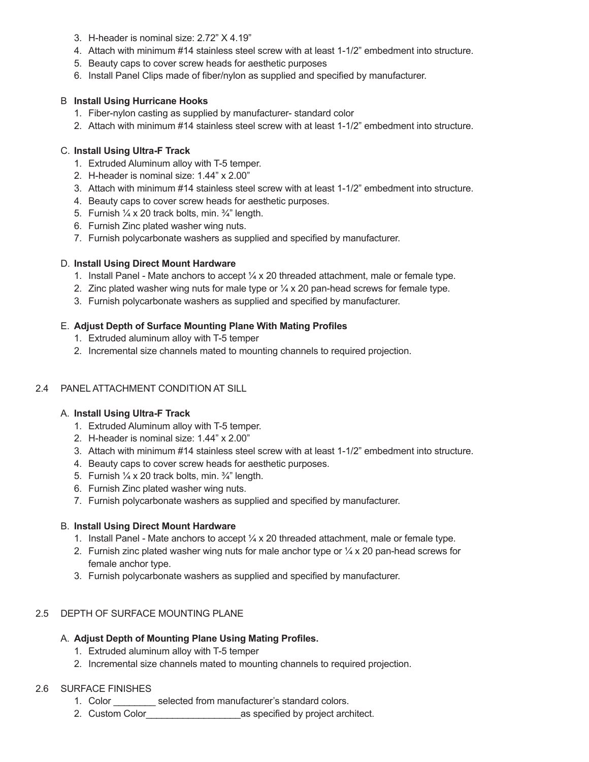3. H-header is nominal size: 2.72” X 4.19”
4. Attach with minimum #14 stainless steel screw with at least 1-1/2” embedment into structure.
5. Beauty caps to cover screw heads for aesthetic purposes
6. Install Panel Clips made of fiber/nylon as supplied and specified by manufacturer.

B **Install Using Hurricane Hooks**

1. Fiber-nylon casting as supplied by manufacturer- standard color
2. Attach with minimum #14 stainless steel screw with at least 1-1/2” embedment into structure.

C. **Install Using Ultra-F Track**

1. Extruded Aluminum alloy with T-5 temper.
2. H-header is nominal size: 1.44” x 2.00”
3. Attach with minimum #14 stainless steel screw with at least 1-1/2” embedment into structure.
4. Beauty caps to cover screw heads for aesthetic purposes.
5. Furnish ¼ x 20 track bolts, min. ¾” length.
6. Furnish Zinc plated washer wing nuts.
7. Furnish polycarbonate washers as supplied and specified by manufacturer.

D. **Install Using Direct Mount Hardware**

1. Install Panel - Mate anchors to accept ¼ x 20 threaded attachment, male or female type.
2. Zinc plated washer wing nuts for male type or ¼ x 20 pan-head screws for female type.
3. Furnish polycarbonate washers as supplied and specified by manufacturer.

E. **Adjust Depth of Surface Mounting Plane With Mating Profiles**

1. Extruded aluminum alloy with T-5 temper
2. Incremental size channels mated to mounting channels to required projection.

## 2.4 PANEL ATTACHMENT CONDITION AT SILL

A. **Install Using Ultra-F Track**

1. Extruded Aluminum alloy with T-5 temper.
2. H-header is nominal size: 1.44” x 2.00”
3. Attach with minimum #14 stainless steel screw with at least 1-1/2” embedment into structure.
4. Beauty caps to cover screw heads for aesthetic purposes.
5. Furnish ¼ x 20 track bolts, min. ¾” length.
6. Furnish Zinc plated washer wing nuts.
7. Furnish polycarbonate washers as supplied and specified by manufacturer.

B. **Install Using Direct Mount Hardware**

1. Install Panel - Mate anchors to accept ¼ x 20 threaded attachment, male or female type.
2. Furnish zinc plated washer wing nuts for male anchor type or ¼ x 20 pan-head screws for female anchor type.
3. Furnish polycarbonate washers as supplied and specified by manufacturer.

## 2.5 DEPTH OF SURFACE MOUNTING PLANE

A. **Adjust Depth of Mounting Plane Using Mating Profiles.**

1. Extruded aluminum alloy with T-5 temper
2. Incremental size channels mated to mounting channels to required projection.

## 2.6 SURFACE FINISHES

1. Color ________ selected from manufacturer’s standard colors.
2. Custom Color__________________as specified by project architect.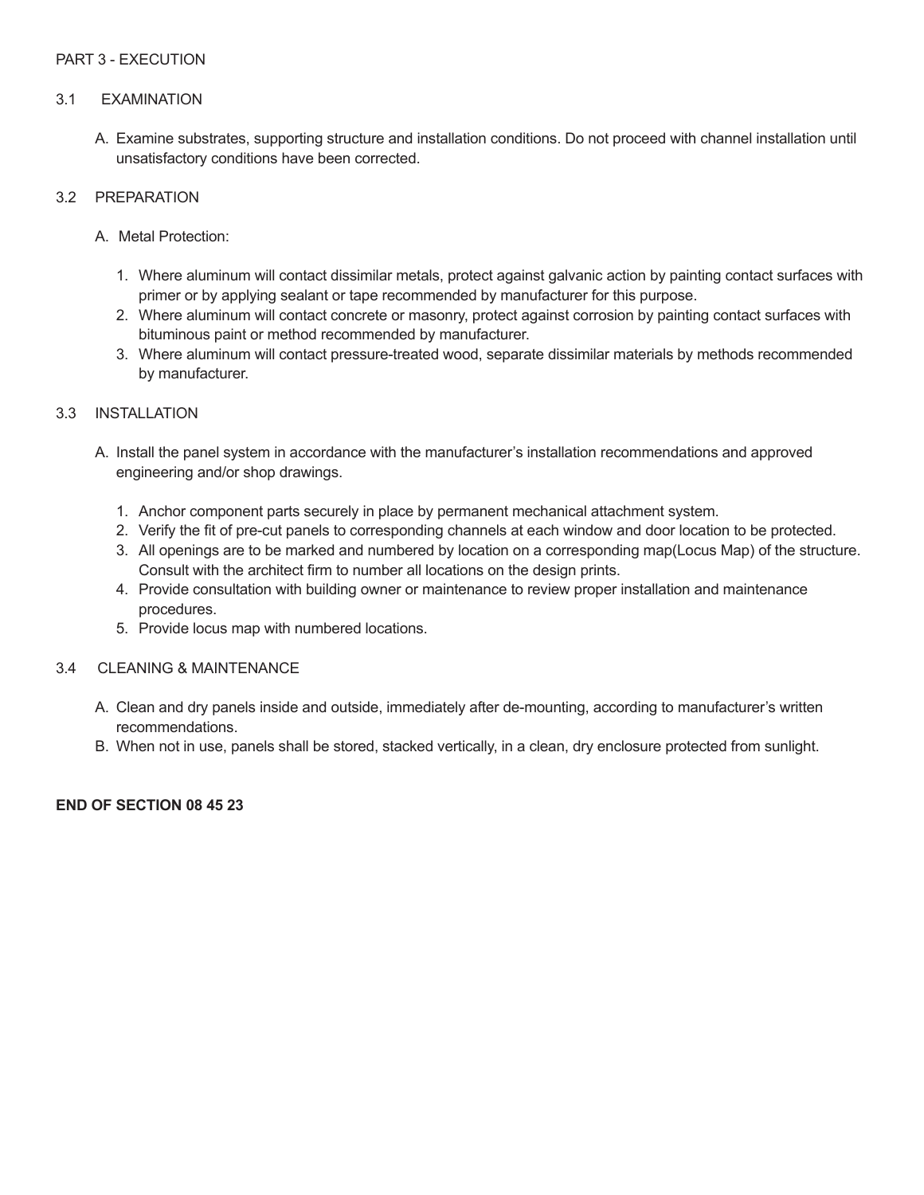## PART 3 - EXECUTION

### 3.1 EXAMINATION

A. Examine substrates, supporting structure and installation conditions. Do not proceed with channel installation until unsatisfactory conditions have been corrected.

### 3.2 PREPARATION

A. Metal Protection:

1. Where aluminum will contact dissimilar metals, protect against galvanic action by painting contact surfaces with primer or by applying sealant or tape recommended by manufacturer for this purpose.
2. Where aluminum will contact concrete or masonry, protect against corrosion by painting contact surfaces with bituminous paint or method recommended by manufacturer.
3. Where aluminum will contact pressure-treated wood, separate dissimilar materials by methods recommended by manufacturer.

### 3.3 INSTALLATION

A. Install the panel system in accordance with the manufacturer's installation recommendations and approved engineering and/or shop drawings.

1. Anchor component parts securely in place by permanent mechanical attachment system.
2. Verify the fit of pre-cut panels to corresponding channels at each window and door location to be protected.
3. All openings are to be marked and numbered by location on a corresponding map(Locus Map) of the structure. Consult with the architect firm to number all locations on the design prints.
4. Provide consultation with building owner or maintenance to review proper installation and maintenance procedures.
5. Provide locus map with numbered locations.

### 3.4 CLEANING & MAINTENANCE

A. Clean and dry panels inside and outside, immediately after de-mounting, according to manufacturer's written recommendations.
B. When not in use, panels shall be stored, stacked vertically, in a clean, dry enclosure protected from sunlight.

**END OF SECTION 08 45 23**